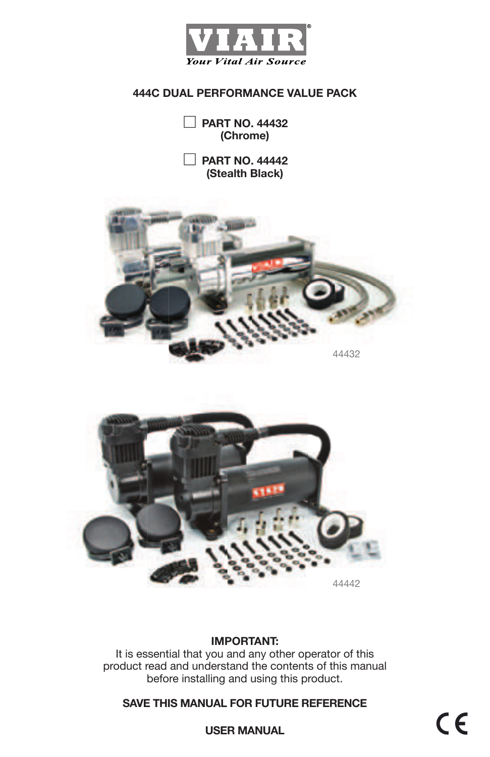VIAIR®

*Your Vital Air Source*

# 444C DUAL PERFORMANCE VALUE PACK

☐ **PART NO. 44432**
**(Chrome)**

☐ **PART NO. 44442**
**(Stealth Black)**

44432

44442

**IMPORTANT:**
It is essential that you and any other operator of this product read and understand the contents of this manual before installing and using this product.

**SAVE THIS MANUAL FOR FUTURE REFERENCE**

**USER MANUAL**

CE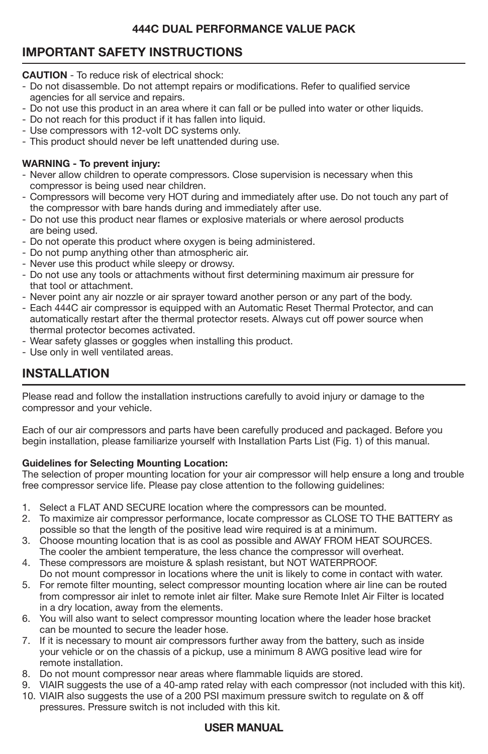## IMPORTANT SAFETY INSTRUCTIONS

**CAUTION** - To reduce risk of electrical shock:

- Do not disassemble. Do not attempt repairs or modifications. Refer to qualified service agencies for all service and repairs.
- Do not use this product in an area where it can fall or be pulled into water or other liquids.
- Do not reach for this product if it has fallen into liquid.
- Use compressors with 12-volt DC systems only.
- This product should never be left unattended during use.

**WARNING - To prevent injury:**

- Never allow children to operate compressors. Close supervision is necessary when this compressor is being used near children.
- Compressors will become very HOT during and immediately after use. Do not touch any part of the compressor with bare hands during and immediately after use.
- Do not use this product near flames or explosive materials or where aerosol products are being used.
- Do not operate this product where oxygen is being administered.
- Do not pump anything other than atmospheric air.
- Never use this product while sleepy or drowsy.
- Do not use any tools or attachments without first determining maximum air pressure for that tool or attachment.
- Never point any air nozzle or air sprayer toward another person or any part of the body.
- Each 444C air compressor is equipped with an Automatic Reset Thermal Protector, and can automatically restart after the thermal protector resets. Always cut off power source when thermal protector becomes activated.
- Wear safety glasses or goggles when installing this product.
- Use only in well ventilated areas.

## INSTALLATION

Please read and follow the installation instructions carefully to avoid injury or damage to the compressor and your vehicle.

Each of our air compressors and parts have been carefully produced and packaged. Before you begin installation, please familiarize yourself with Installation Parts List (Fig. 1) of this manual.

**Guidelines for Selecting Mounting Location:**
The selection of proper mounting location for your air compressor will help ensure a long and trouble free compressor service life. Please pay close attention to the following guidelines:

1. Select a FLAT AND SECURE location where the compressors can be mounted.
2. To maximize air compressor performance, locate compressor as CLOSE TO THE BATTERY as possible so that the length of the positive lead wire required is at a minimum.
3. Choose mounting location that is as cool as possible and AWAY FROM HEAT SOURCES. The cooler the ambient temperature, the less chance the compressor will overheat.
4. These compressors are moisture & splash resistant, but NOT WATERPROOF. Do not mount compressor in locations where the unit is likely to come in contact with water.
5. For remote filter mounting, select compressor mounting location where air line can be routed from compressor air inlet to remote inlet air filter. Make sure Remote Inlet Air Filter is located in a dry location, away from the elements.
6. You will also want to select compressor mounting location where the leader hose bracket can be mounted to secure the leader hose.
7. If it is necessary to mount air compressors further away from the battery, such as inside your vehicle or on the chassis of a pickup, use a minimum 8 AWG positive lead wire for remote installation.
8. Do not mount compressor near areas where flammable liquids are stored.
9. VIAIR suggests the use of a 40-amp rated relay with each compressor (not included with this kit).
10. VIAIR also suggests the use of a 200 PSI maximum pressure switch to regulate on & off pressures. Pressure switch is not included with this kit.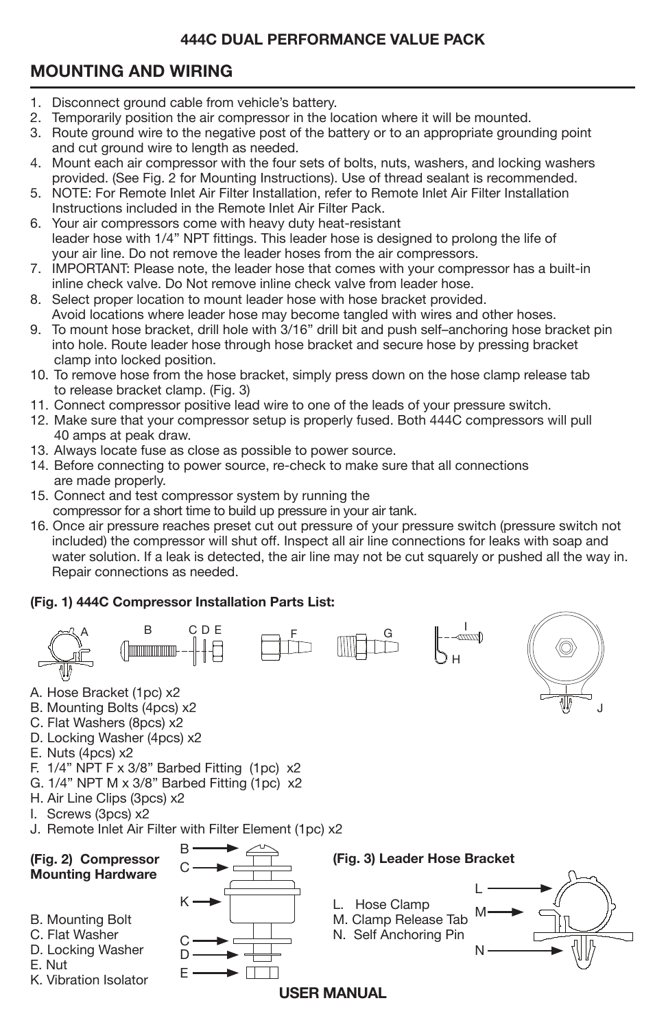## 444C DUAL PERFORMANCE VALUE PACK

# MOUNTING AND WIRING

1. Disconnect ground cable from vehicle's battery.
2. Temporarily position the air compressor in the location where it will be mounted.
3. Route ground wire to the negative post of the battery or to an appropriate grounding point and cut ground wire to length as needed.
4. Mount each air compressor with the four sets of bolts, nuts, washers, and locking washers provided. (See Fig. 2 for Mounting Instructions). Use of thread sealant is recommended.
5. NOTE: For Remote Inlet Air Filter Installation, refer to Remote Inlet Air Filter Installation Instructions included in the Remote Inlet Air Filter Pack.
6. Your air compressors come with heavy duty heat-resistant leader hose with 1/4" NPT fittings. This leader hose is designed to prolong the life of your air line. Do not remove the leader hoses from the air compressors.
7. IMPORTANT: Please note, the leader hose that comes with your compressor has a built-in inline check valve. Do Not remove inline check valve from leader hose.
8. Select proper location to mount leader hose with hose bracket provided. Avoid locations where leader hose may become tangled with wires and other hoses.
9. To mount hose bracket, drill hole with 3/16" drill bit and push self–anchoring hose bracket pin into hole. Route leader hose through hose bracket and secure hose by pressing bracket clamp into locked position.
10. To remove hose from the hose bracket, simply press down on the hose clamp release tab to release bracket clamp. (Fig. 3)
11. Connect compressor positive lead wire to one of the leads of your pressure switch.
12. Make sure that your compressor setup is properly fused. Both 444C compressors will pull 40 amps at peak draw.
13. Always locate fuse as close as possible to power source.
14. Before connecting to power source, re-check to make sure that all connections are made properly.
15. Connect and test compressor system by running the compressor for a short time to build up pressure in your air tank.
16. Once air pressure reaches preset cut out pressure of your pressure switch (pressure switch not included) the compressor will shut off. Inspect all air line connections for leaks with soap and water solution. If a leak is detected, the air line may not be cut squarely or pushed all the way in. Repair connections as needed.

**(Fig. 1) 444C Compressor Installation Parts List:**

A. Hose Bracket (1pc) x2
B. Mounting Bolts (4pcs) x2
C. Flat Washers (8pcs) x2
D. Locking Washer (4pcs) x2
E. Nuts (4pcs) x2
F. 1/4" NPT F x 3/8" Barbed Fitting (1pc) x2
G. 1/4" NPT M x 3/8" Barbed Fitting (1pc) x2
H. Air Line Clips (3pcs) x2
I. Screws (3pcs) x2
J. Remote Inlet Air Filter with Filter Element (1pc) x2

**(Fig. 2) Compressor Mounting Hardware**

B. Mounting Bolt
C. Flat Washer
D. Locking Washer
E. Nut
K. Vibration Isolator

**(Fig. 3) Leader Hose Bracket**

L. Hose Clamp
M. Clamp Release Tab
N. Self Anchoring Pin

**USER MANUAL**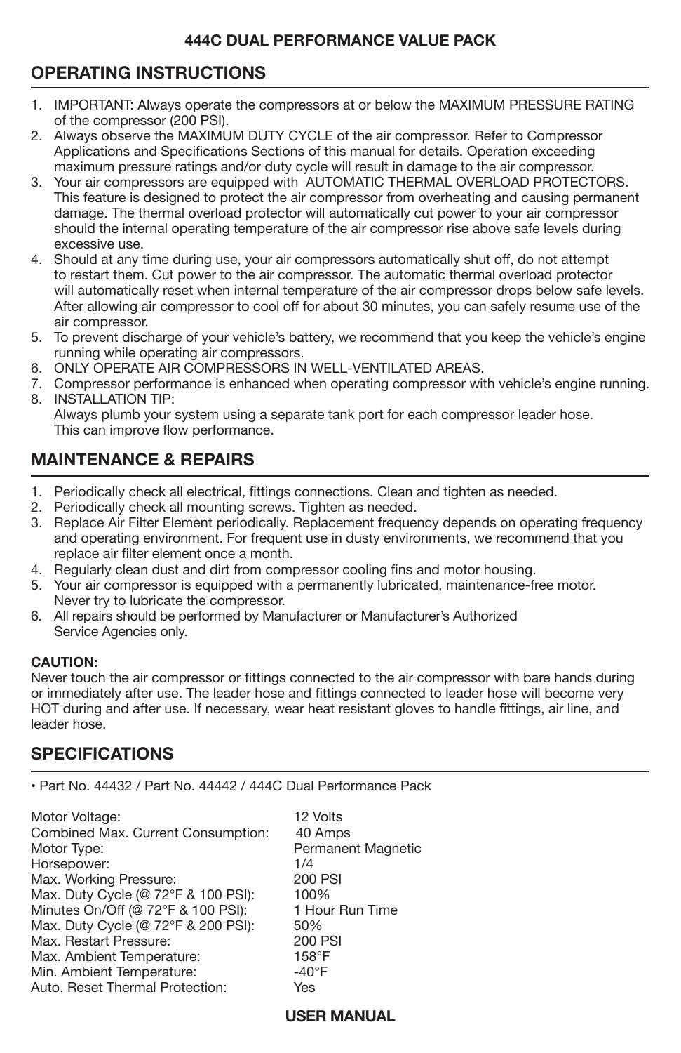## 444C DUAL PERFORMANCE VALUE PACK

## OPERATING INSTRUCTIONS

1. IMPORTANT: Always operate the compressors at or below the MAXIMUM PRESSURE RATING of the compressor (200 PSI).
2. Always observe the MAXIMUM DUTY CYCLE of the air compressor. Refer to Compressor Applications and Specifications Sections of this manual for details. Operation exceeding maximum pressure ratings and/or duty cycle will result in damage to the air compressor.
3. Your air compressors are equipped with AUTOMATIC THERMAL OVERLOAD PROTECTORS. This feature is designed to protect the air compressor from overheating and causing permanent damage. The thermal overload protector will automatically cut power to your air compressor should the internal operating temperature of the air compressor rise above safe levels during excessive use.
4. Should at any time during use, your air compressors automatically shut off, do not attempt to restart them. Cut power to the air compressor. The automatic thermal overload protector will automatically reset when internal temperature of the air compressor drops below safe levels. After allowing air compressor to cool off for about 30 minutes, you can safely resume use of the air compressor.
5. To prevent discharge of your vehicle's battery, we recommend that you keep the vehicle's engine running while operating air compressors.
6. ONLY OPERATE AIR COMPRESSORS IN WELL-VENTILATED AREAS.
7. Compressor performance is enhanced when operating compressor with vehicle's engine running.
8. INSTALLATION TIP:
   Always plumb your system using a separate tank port for each compressor leader hose. This can improve flow performance.

## MAINTENANCE & REPAIRS

1. Periodically check all electrical, fittings connections. Clean and tighten as needed.
2. Periodically check all mounting screws. Tighten as needed.
3. Replace Air Filter Element periodically. Replacement frequency depends on operating frequency and operating environment. For frequent use in dusty environments, we recommend that you replace air filter element once a month.
4. Regularly clean dust and dirt from compressor cooling fins and motor housing.
5. Your air compressor is equipped with a permanently lubricated, maintenance-free motor. Never try to lubricate the compressor.
6. All repairs should be performed by Manufacturer or Manufacturer's Authorized Service Agencies only.

**CAUTION:**
Never touch the air compressor or fittings connected to the air compressor with bare hands during or immediately after use. The leader hose and fittings connected to leader hose will become very HOT during and after use. If necessary, wear heat resistant gloves to handle fittings, air line, and leader hose.

## SPECIFICATIONS

• Part No. 44432 / Part No. 44442 / 444C Dual Performance Pack

| | |
|---|---|
| Motor Voltage: | 12 Volts |
| Combined Max. Current Consumption: | 40 Amps |
| Motor Type: | Permanent Magnetic |
| Horsepower: | 1/4 |
| Max. Working Pressure: | 200 PSI |
| Max. Duty Cycle (@ 72°F & 100 PSI): | 100% |
| Minutes On/Off (@ 72°F & 100 PSI): | 1 Hour Run Time |
| Max. Duty Cycle (@ 72°F & 200 PSI): | 50% |
| Max. Restart Pressure: | 200 PSI |
| Max. Ambient Temperature: | 158°F |
| Min. Ambient Temperature: | -40°F |
| Auto. Reset Thermal Protection: | Yes |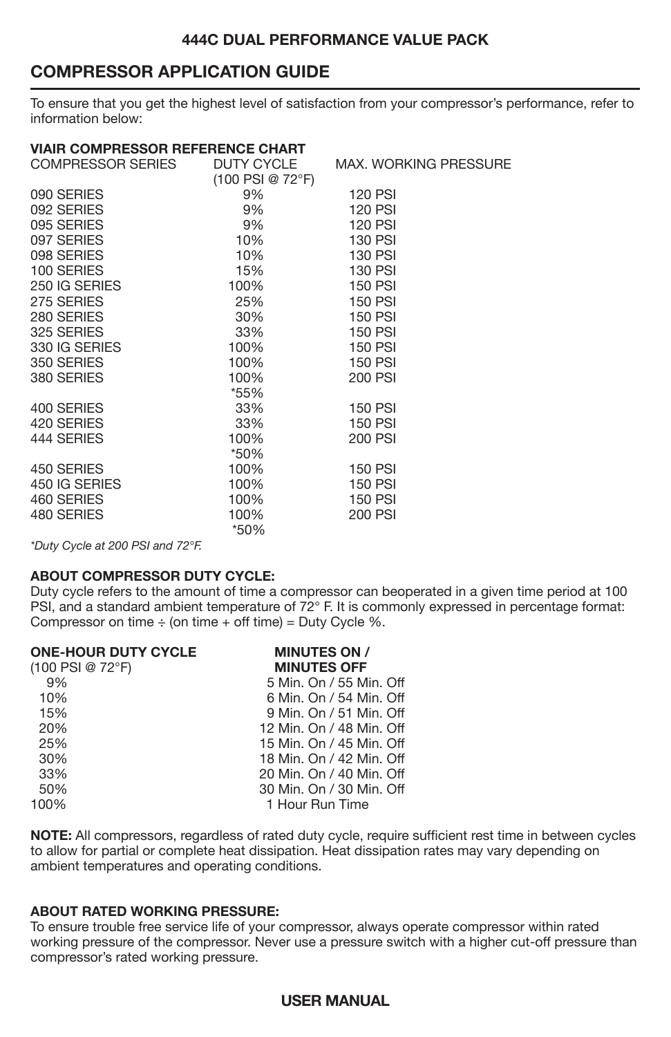## 444C DUAL PERFORMANCE VALUE PACK

## COMPRESSOR APPLICATION GUIDE

To ensure that you get the highest level of satisfaction from your compressor's performance, refer to information below:

**VIAIR COMPRESSOR REFERENCE CHART**

| COMPRESSOR SERIES | DUTY CYCLE (100 PSI @ 72°F) | MAX. WORKING PRESSURE |
|---|---|---|
| 090 SERIES | 9% | 120 PSI |
| 092 SERIES | 9% | 120 PSI |
| 095 SERIES | 9% | 120 PSI |
| 097 SERIES | 10% | 130 PSI |
| 098 SERIES | 10% | 130 PSI |
| 100 SERIES | 15% | 130 PSI |
| 250 IG SERIES | 100% | 150 PSI |
| 275 SERIES | 25% | 150 PSI |
| 280 SERIES | 30% | 150 PSI |
| 325 SERIES | 33% | 150 PSI |
| 330 IG SERIES | 100% | 150 PSI |
| 350 SERIES | 100% | 150 PSI |
| 380 SERIES | 100% *55% | 200 PSI |
| 400 SERIES | 33% | 150 PSI |
| 420 SERIES | 33% | 150 PSI |
| 444 SERIES | 100% *50% | 200 PSI |
| 450 SERIES | 100% | 150 PSI |
| 450 IG SERIES | 100% | 150 PSI |
| 460 SERIES | 100% | 150 PSI |
| 480 SERIES | 100% *50% | 200 PSI |

*\*Duty Cycle at 200 PSI and 72°F.*

**ABOUT COMPRESSOR DUTY CYCLE:**
Duty cycle refers to the amount of time a compressor can beoperated in a given time period at 100 PSI, and a standard ambient temperature of 72° F. It is commonly expressed in percentage format: Compressor on time ÷ (on time + off time) = Duty Cycle %.

| ONE-HOUR DUTY CYCLE (100 PSI @ 72°F) | MINUTES ON / MINUTES OFF |
|---|---|
| 9% | 5 Min. On / 55 Min. Off |
| 10% | 6 Min. On / 54 Min. Off |
| 15% | 9 Min. On / 51 Min. Off |
| 20% | 12 Min. On / 48 Min. Off |
| 25% | 15 Min. On / 45 Min. Off |
| 30% | 18 Min. On / 42 Min. Off |
| 33% | 20 Min. On / 40 Min. Off |
| 50% | 30 Min. On / 30 Min. Off |
| 100% | 1 Hour Run Time |

**NOTE:** All compressors, regardless of rated duty cycle, require sufficient rest time in between cycles to allow for partial or complete heat dissipation. Heat dissipation rates may vary depending on ambient temperatures and operating conditions.

**ABOUT RATED WORKING PRESSURE:**
To ensure trouble free service life of your compressor, always operate compressor within rated working pressure of the compressor. Never use a pressure switch with a higher cut-off pressure than compressor's rated working pressure.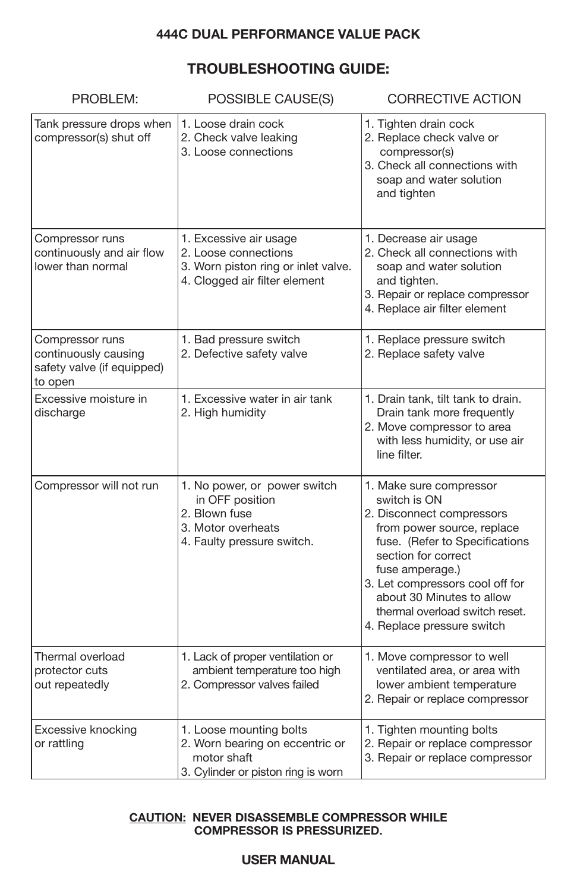## 444C DUAL PERFORMANCE VALUE PACK

# TROUBLESHOOTING GUIDE:

| PROBLEM: | POSSIBLE CAUSE(S) | CORRECTIVE ACTION |
|---|---|---|
| Tank pressure drops when compressor(s) shut off | 1. Loose drain cock<br>2. Check valve leaking<br>3. Loose connections | 1. Tighten drain cock<br>2. Replace check valve or compressor(s)<br>3. Check all connections with soap and water solution and tighten |
| Compressor runs continuously and air flow lower than normal | 1. Excessive air usage<br>2. Loose connections<br>3. Worn piston ring or inlet valve.<br>4. Clogged air filter element | 1. Decrease air usage<br>2. Check all connections with soap and water solution and tighten.<br>3. Repair or replace compressor<br>4. Replace air filter element |
| Compressor runs continuously causing safety valve (if equipped) to open | 1. Bad pressure switch<br>2. Defective safety valve | 1. Replace pressure switch<br>2. Replace safety valve |
| Excessive moisture in discharge | 1. Excessive water in air tank<br>2. High humidity | 1. Drain tank, tilt tank to drain. Drain tank more frequently<br>2. Move compressor to area with less humidity, or use air line filter. |
| Compressor will not run | 1. No power, or power switch in OFF position<br>2. Blown fuse<br>3. Motor overheats<br>4. Faulty pressure switch. | 1. Make sure compressor switch is ON<br>2. Disconnect compressors from power source, replace fuse. (Refer to Specifications section for correct fuse amperage.)<br>3. Let compressors cool off for about 30 Minutes to allow thermal overload switch reset.<br>4. Replace pressure switch |
| Thermal overload protector cuts out repeatedly | 1. Lack of proper ventilation or ambient temperature too high<br>2. Compressor valves failed | 1. Move compressor to well ventilated area, or area with lower ambient temperature<br>2. Repair or replace compressor |
| Excessive knocking or rattling | 1. Loose mounting bolts<br>2. Worn bearing on eccentric or motor shaft<br>3. Cylinder or piston ring is worn | 1. Tighten mounting bolts<br>2. Repair or replace compressor<br>3. Repair or replace compressor |

**<u>CAUTION:</u> NEVER DISASSEMBLE COMPRESSOR WHILE COMPRESSOR IS PRESSURIZED.**

**USER MANUAL**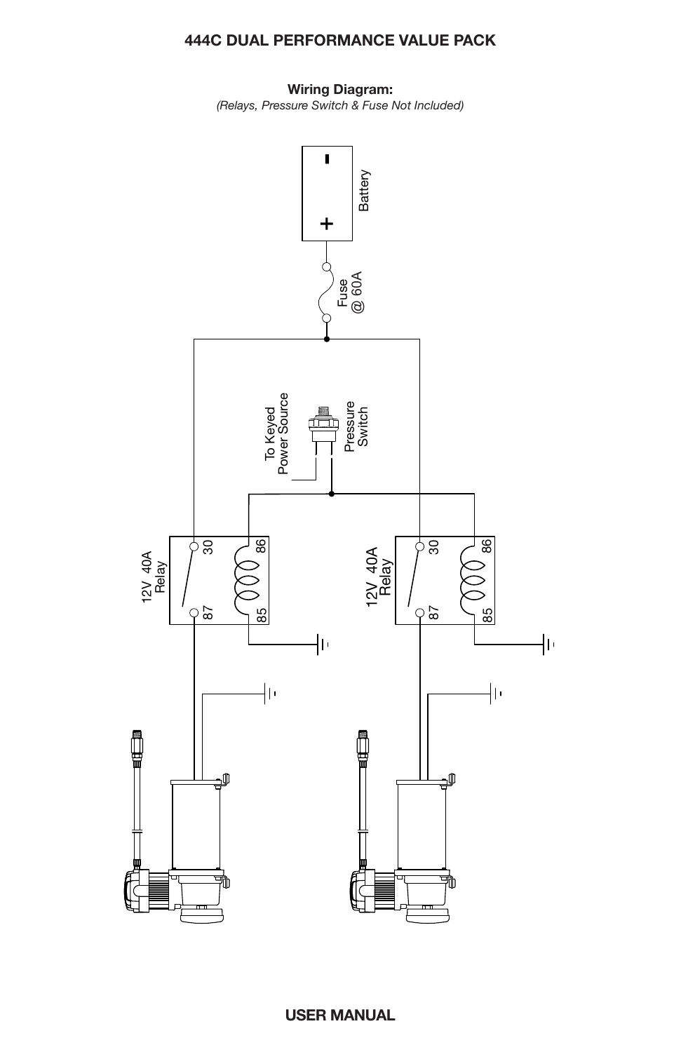# 444C DUAL PERFORMANCE VALUE PACK

**Wiring Diagram:**

*(Relays, Pressure Switch & Fuse Not Included)*

Battery

Fuse @ 60A

To Keyed Power Source

Pressure Switch

12V 40A Relay

30 86 87 85

12V 40A Relay

30 86 87 85

**USER MANUAL**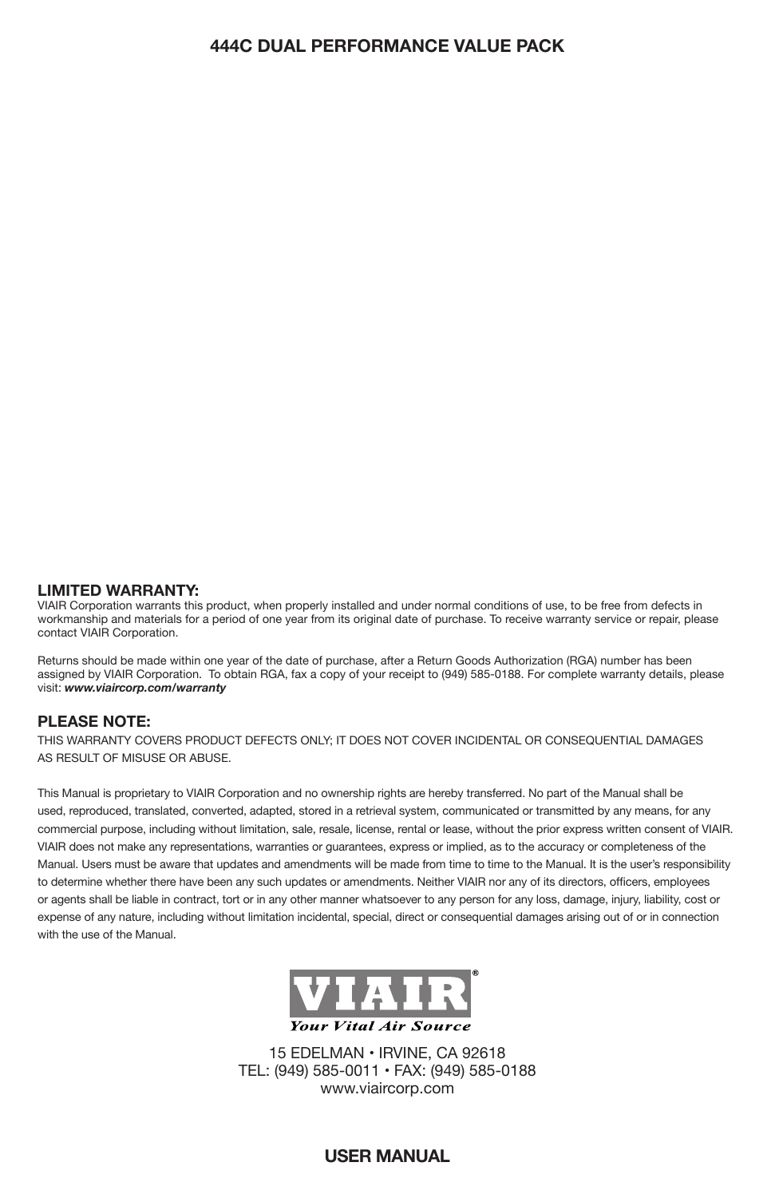# 444C DUAL PERFORMANCE VALUE PACK

**LIMITED WARRANTY:**
VIAIR Corporation warrants this product, when properly installed and under normal conditions of use, to be free from defects in workmanship and materials for a period of one year from its original date of purchase. To receive warranty service or repair, please contact VIAIR Corporation.

Returns should be made within one year of the date of purchase, after a Return Goods Authorization (RGA) number has been assigned by VIAIR Corporation. To obtain RGA, fax a copy of your receipt to (949) 585-0188. For complete warranty details, please visit: ***www.viaircorp.com/warranty***

**PLEASE NOTE:**
THIS WARRANTY COVERS PRODUCT DEFECTS ONLY; IT DOES NOT COVER INCIDENTAL OR CONSEQUENTIAL DAMAGES AS RESULT OF MISUSE OR ABUSE.

This Manual is proprietary to VIAIR Corporation and no ownership rights are hereby transferred. No part of the Manual shall be used, reproduced, translated, converted, adapted, stored in a retrieval system, communicated or transmitted by any means, for any commercial purpose, including without limitation, sale, resale, license, rental or lease, without the prior express written consent of VIAIR. VIAIR does not make any representations, warranties or guarantees, express or implied, as to the accuracy or completeness of the Manual. Users must be aware that updates and amendments will be made from time to time to the Manual. It is the user's responsibility to determine whether there have been any such updates or amendments. Neither VIAIR nor any of its directors, officers, employees or agents shall be liable in contract, tort or in any other manner whatsoever to any person for any loss, damage, injury, liability, cost or expense of any nature, including without limitation incidental, special, direct or consequential damages arising out of or in connection with the use of the Manual.

VIAIR®
*Your Vital Air Source*

15 EDELMAN • IRVINE, CA 92618
TEL: (949) 585-0011 • FAX: (949) 585-0188
www.viaircorp.com

**USER MANUAL**